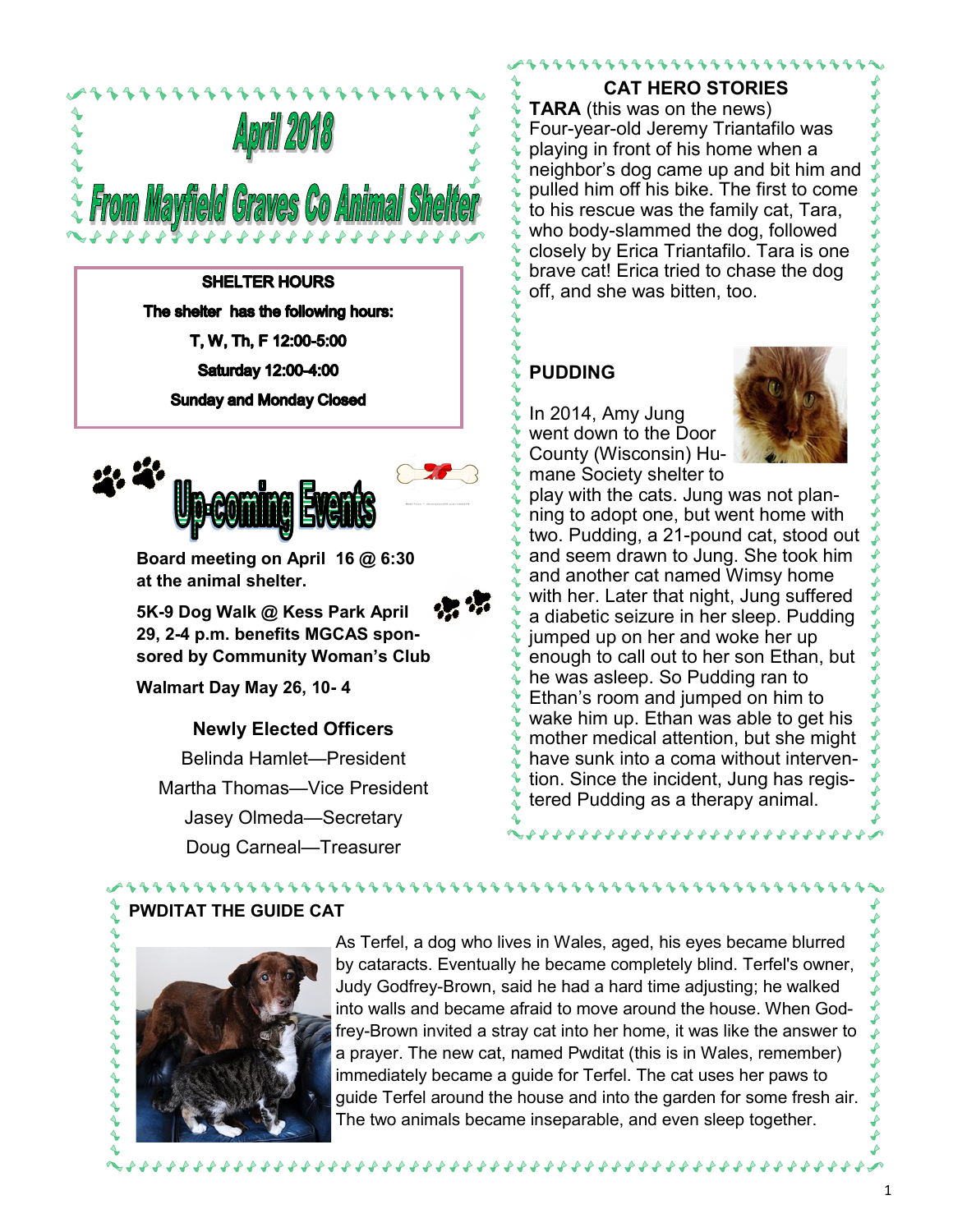# April 2018

# From Mayfield Graves Co Animal Shelter

**SHELTER HOURS**

**The shelter has the following hours:**

**T, W, Th, F 12:00-5:00**

**Saturday 12:00-4:00**

**Sunday and Monday Closed**

## Up-coming Events

**Board meeting on April 16 @ 6:30 at the animal shelter.**

**5K-9 Dog Walk @ Kess Park April 29, 2-4 p.m. benefits MGCAS sponsored by Community Woman's Club**

**Walmart Day May 26, 10- 4**

### Newly Elected Officers

Belinda Hamlet—President

Martha Thomas—Vice President

Jasey Olmeda—Secretary

Doug Carneal—Treasurer

## CAT HERO STORIES

**TARA** (this was on the news)

Four-year-old Jeremy Triantafilo was playing in front of his home when a neighbor's dog came up and bit him and pulled him off his bike. The first to come to his rescue was the family cat, Tara, who body-slammed the dog, followed closely by Erica Triantafilo. Tara is one brave cat! Erica tried to chase the dog off, and she was bitten, too.

**PUDDING**

In 2014, Amy Jung went down to the Door County (Wisconsin) Humane Society shelter to play with the cats. Jung was not planning to adopt one, but went home with two. Pudding, a 21-pound cat, stood out and seem drawn to Jung. She took him and another cat named Wimsy home with her. Later that night, Jung suffered a diabetic seizure in her sleep. Pudding jumped up on her and woke her up enough to call out to her son Ethan, but he was asleep. So Pudding ran to Ethan's room and jumped on him to wake him up. Ethan was able to get his mother medical attention, but she might have sunk into a coma without intervention. Since the incident, Jung has registered Pudding as a therapy animal.

**PWDITAT THE GUIDE CAT**

As Terfel, a dog who lives in Wales, aged, his eyes became blurred by cataracts. Eventually he became completely blind. Terfel's owner, Judy Godfrey-Brown, said he had a hard time adjusting; he walked into walls and became afraid to move around the house. When Godfrey-Brown invited a stray cat into her home, it was like the answer to a prayer. The new cat, named Pwditat (this is in Wales, remember) immediately became a guide for Terfel. The cat uses her paws to guide Terfel around the house and into the garden for some fresh air. The two animals became inseparable, and even sleep together.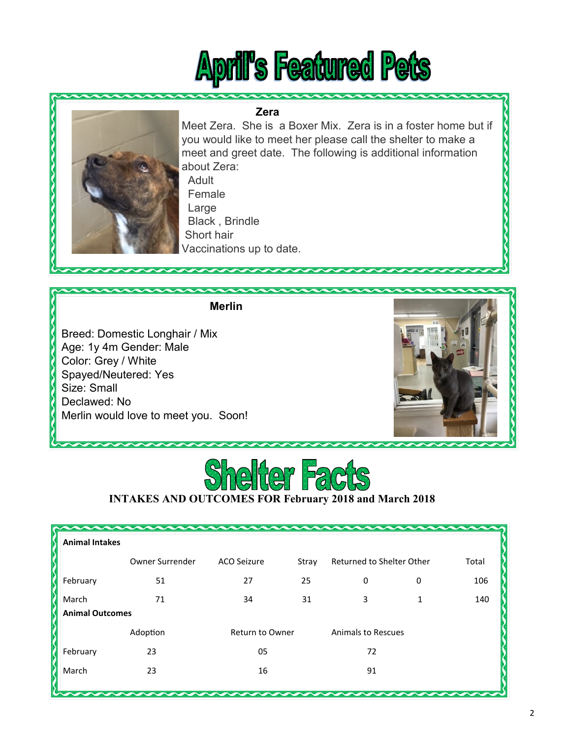# April's Featured Pets

### Zera

Meet Zera. She is a Boxer Mix. Zera is in a foster home but if you would like to meet her please call the shelter to make a meet and greet date. The following is additional information about Zera:

Adult
Female
Large
Black , Brindle
Short hair
Vaccinations up to date.

### Merlin

Breed: Domestic Longhair / Mix
Age: 1y 4m Gender: Male
Color: Grey / White
Spayed/Neutered: Yes
Size: Small
Declawed: No
Merlin would love to meet you. Soon!

# Shelter Facts

**INTAKES AND OUTCOMES FOR February 2018 and March 2018**

**Animal Intakes**

| | Owner Surrender | ACO Seizure | Stray | Returned to Shelter | Other | Total |
|---|---|---|---|---|---|---|
| February | 51 | 27 | 25 | 0 | 0 | 106 |
| March | 71 | 34 | 31 | 3 | 1 | 140 |

**Animal Outcomes**

| | Adoption | Return to Owner | Animals to Rescues |
|---|---|---|---|
| February | 23 | 05 | 72 |
| March | 23 | 16 | 91 |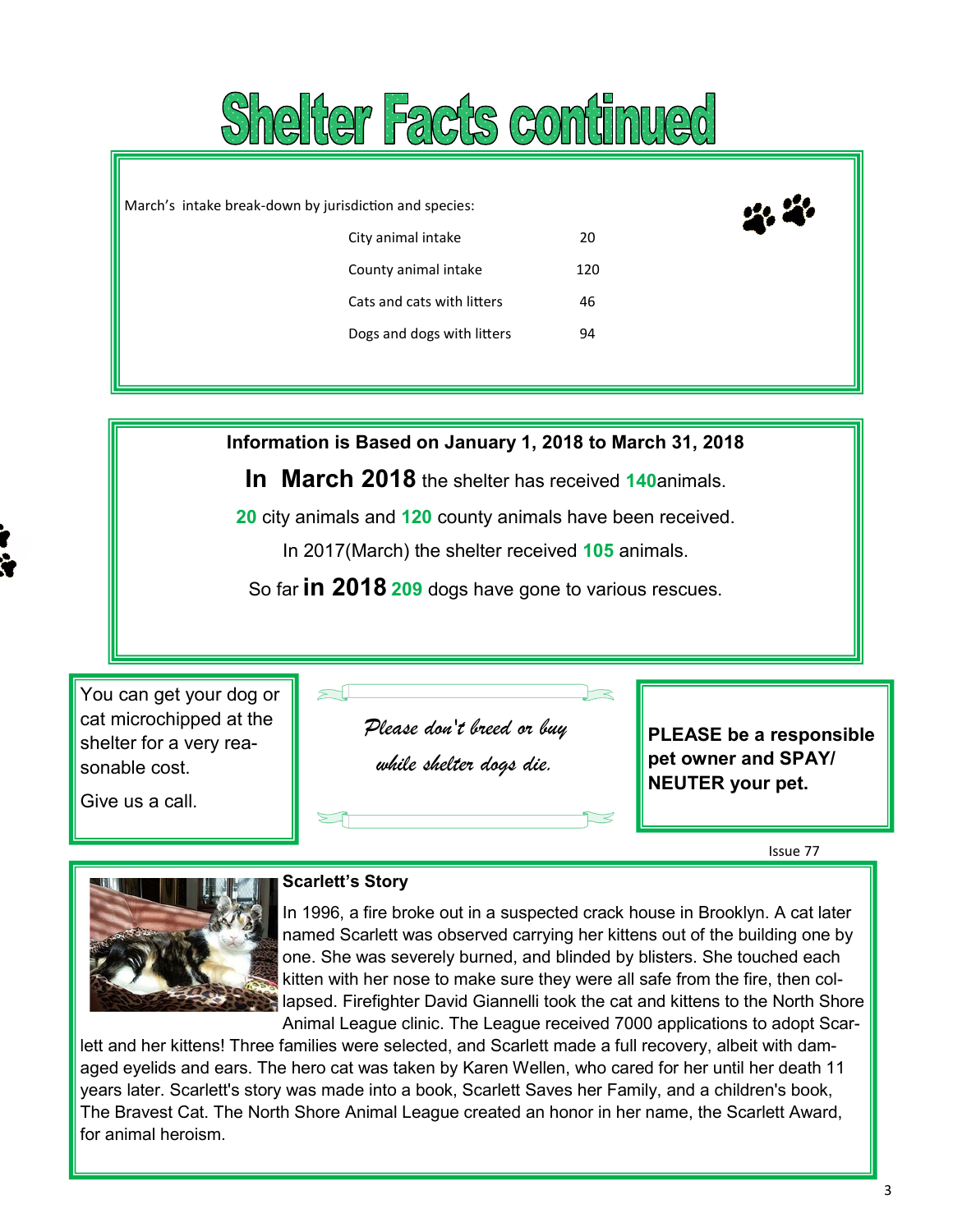# Shelter Facts continued

March's intake break-down by jurisdiction and species:

| | |
|---|---|
| City animal intake | 20 |
| County animal intake | 120 |
| Cats and cats with litters | 46 |
| Dogs and dogs with litters | 94 |

**Information is Based on January 1, 2018 to March 31, 2018**

**In March 2018** the shelter has received **140**animals.

**20** city animals and **120** county animals have been received.

In 2017(March) the shelter received **105** animals.

So far **in 2018** **209** dogs have gone to various rescues.

You can get your dog or cat microchipped at the shelter for a very reasonable cost.

Give us a call.

*Please don't breed or buy while shelter dogs die.*

**PLEASE be a responsible pet owner and SPAY/ NEUTER your pet.**

Issue 77

### Scarlett's Story

In 1996, a fire broke out in a suspected crack house in Brooklyn. A cat later named Scarlett was observed carrying her kittens out of the building one by one. She was severely burned, and blinded by blisters. She touched each kitten with her nose to make sure they were all safe from the fire, then collapsed. Firefighter David Giannelli took the cat and kittens to the North Shore Animal League clinic. The League received 7000 applications to adopt Scarlett and her kittens! Three families were selected, and Scarlett made a full recovery, albeit with damaged eyelids and ears. The hero cat was taken by Karen Wellen, who cared for her until her death 11 years later. Scarlett's story was made into a book, Scarlett Saves her Family, and a children's book, The Bravest Cat. The North Shore Animal League created an honor in her name, the Scarlett Award, for animal heroism.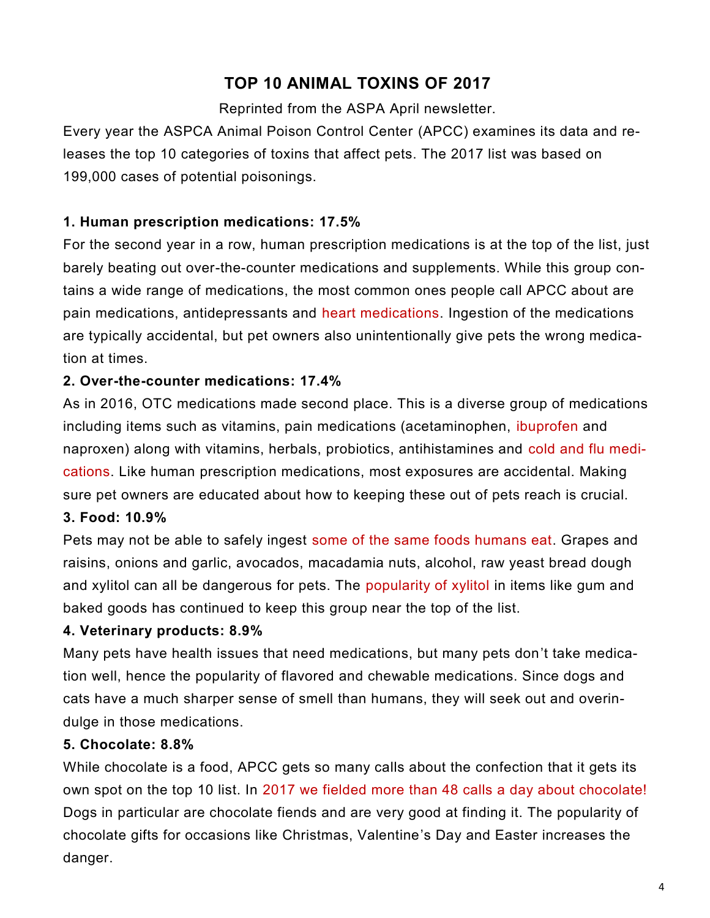# TOP 10 ANIMAL TOXINS OF 2017

Reprinted from the ASPA April newsletter.

Every year the ASPCA Animal Poison Control Center (APCC) examines its data and releases the top 10 categories of toxins that affect pets. The 2017 list was based on 199,000 cases of potential poisonings.

**1. Human prescription medications: 17.5%**

For the second year in a row, human prescription medications is at the top of the list, just barely beating out over-the-counter medications and supplements. While this group contains a wide range of medications, the most common ones people call APCC about are pain medications, antidepressants and heart medications. Ingestion of the medications are typically accidental, but pet owners also unintentionally give pets the wrong medication at times.

**2. Over-the-counter medications: 17.4%**

As in 2016, OTC medications made second place. This is a diverse group of medications including items such as vitamins, pain medications (acetaminophen, ibuprofen and naproxen) along with vitamins, herbals, probiotics, antihistamines and cold and flu medications. Like human prescription medications, most exposures are accidental. Making sure pet owners are educated about how to keeping these out of pets reach is crucial.

**3. Food: 10.9%**

Pets may not be able to safely ingest some of the same foods humans eat. Grapes and raisins, onions and garlic, avocados, macadamia nuts, alcohol, raw yeast bread dough and xylitol can all be dangerous for pets. The popularity of xylitol in items like gum and baked goods has continued to keep this group near the top of the list.

**4. Veterinary products: 8.9%**

Many pets have health issues that need medications, but many pets don't take medication well, hence the popularity of flavored and chewable medications. Since dogs and cats have a much sharper sense of smell than humans, they will seek out and overindulge in those medications.

**5. Chocolate: 8.8%**

While chocolate is a food, APCC gets so many calls about the confection that it gets its own spot on the top 10 list. In 2017 we fielded more than 48 calls a day about chocolate! Dogs in particular are chocolate fiends and are very good at finding it. The popularity of chocolate gifts for occasions like Christmas, Valentine's Day and Easter increases the danger.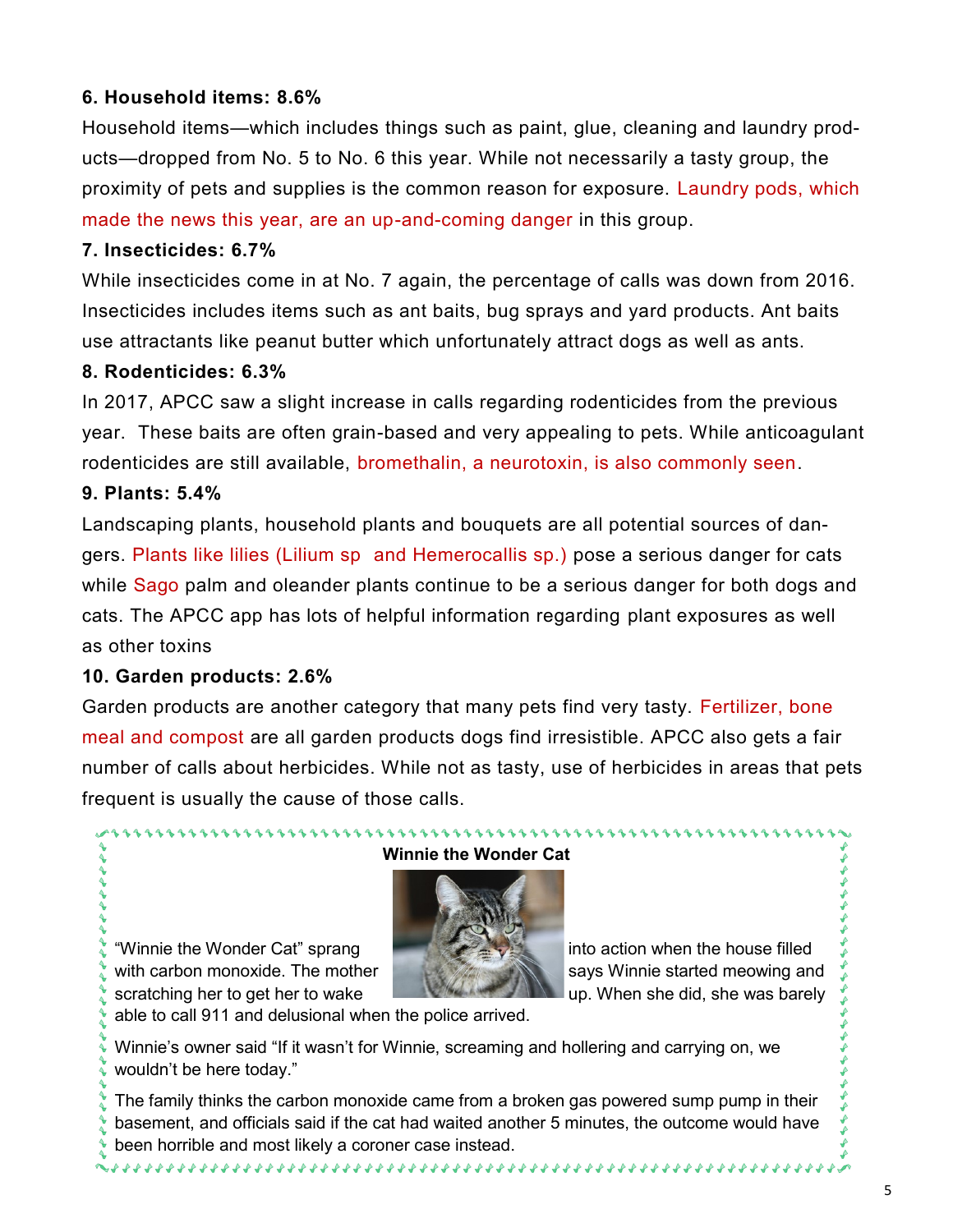**6. Household items: 8.6%**

Household items—which includes things such as paint, glue, cleaning and laundry products—dropped from No. 5 to No. 6 this year. While not necessarily a tasty group, the proximity of pets and supplies is the common reason for exposure. Laundry pods, which made the news this year, are an up-and-coming danger in this group.

**7. Insecticides: 6.7%**

While insecticides come in at No. 7 again, the percentage of calls was down from 2016. Insecticides includes items such as ant baits, bug sprays and yard products. Ant baits use attractants like peanut butter which unfortunately attract dogs as well as ants.

**8. Rodenticides: 6.3%**

In 2017, APCC saw a slight increase in calls regarding rodenticides from the previous year. These baits are often grain-based and very appealing to pets. While anticoagulant rodenticides are still available, bromethalin, a neurotoxin, is also commonly seen.

**9. Plants: 5.4%**

Landscaping plants, household plants and bouquets are all potential sources of dangers. Plants like lilies (Lilium sp and Hemerocallis sp.) pose a serious danger for cats while Sago palm and oleander plants continue to be a serious danger for both dogs and cats. The APCC app has lots of helpful information regarding plant exposures as well as other toxins

**10. Garden products: 2.6%**

Garden products are another category that many pets find very tasty. Fertilizer, bone meal and compost are all garden products dogs find irresistible. APCC also gets a fair number of calls about herbicides. While not as tasty, use of herbicides in areas that pets frequent is usually the cause of those calls.

**Winnie the Wonder Cat**

"Winnie the Wonder Cat" sprang into action when the house filled with carbon monoxide. The mother says Winnie started meowing and scratching her to get her to wake up. When she did, she was barely able to call 911 and delusional when the police arrived.

Winnie's owner said "If it wasn't for Winnie, screaming and hollering and carrying on, we wouldn't be here today."

The family thinks the carbon monoxide came from a broken gas powered sump pump in their basement, and officials said if the cat had waited another 5 minutes, the outcome would have been horrible and most likely a coroner case instead.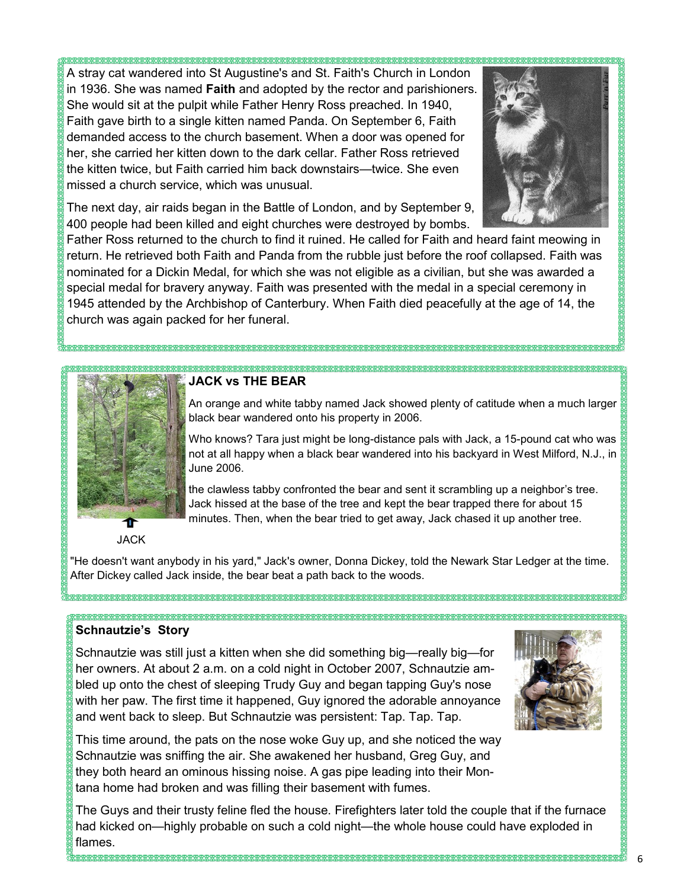A stray cat wandered into St Augustine's and St. Faith's Church in London in 1936. She was named **Faith** and adopted by the rector and parishioners. She would sit at the pulpit while Father Henry Ross preached. In 1940, Faith gave birth to a single kitten named Panda. On September 6, Faith demanded access to the church basement. When a door was opened for her, she carried her kitten down to the dark cellar. Father Ross retrieved the kitten twice, but Faith carried him back downstairs—twice. She even missed a church service, which was unusual.

The next day, air raids began in the Battle of London, and by September 9, 400 people had been killed and eight churches were destroyed by bombs. Father Ross returned to the church to find it ruined. He called for Faith and heard faint meowing in return. He retrieved both Faith and Panda from the rubble just before the roof collapsed. Faith was nominated for a Dickin Medal, for which she was not eligible as a civilian, but she was awarded a special medal for bravery anyway. Faith was presented with the medal in a special ceremony in 1945 attended by the Archbishop of Canterbury. When Faith died peacefully at the age of 14, the church was again packed for her funeral.

**JACK vs THE BEAR**

An orange and white tabby named Jack showed plenty of catitude when a much larger black bear wandered onto his property in 2006.

Who knows? Tara just might be long-distance pals with Jack, a 15-pound cat who was not at all happy when a black bear wandered into his backyard in West Milford, N.J., in June 2006.

the clawless tabby confronted the bear and sent it scrambling up a neighbor's tree. Jack hissed at the base of the tree and kept the bear trapped there for about 15 minutes. Then, when the bear tried to get away, Jack chased it up another tree.

JACK

"He doesn't want anybody in his yard," Jack's owner, Donna Dickey, told the Newark Star Ledger at the time. After Dickey called Jack inside, the bear beat a path back to the woods.

**Schnautzie's Story**

Schnautzie was still just a kitten when she did something big—really big—for her owners. At about 2 a.m. on a cold night in October 2007, Schnautzie ambled up onto the chest of sleeping Trudy Guy and began tapping Guy's nose with her paw. The first time it happened, Guy ignored the adorable annoyance and went back to sleep. But Schnautzie was persistent: Tap. Tap. Tap.

This time around, the pats on the nose woke Guy up, and she noticed the way Schnautzie was sniffing the air. She awakened her husband, Greg Guy, and they both heard an ominous hissing noise. A gas pipe leading into their Montana home had broken and was filling their basement with fumes.

The Guys and their trusty feline fled the house. Firefighters later told the couple that if the furnace had kicked on—highly probable on such a cold night—the whole house could have exploded in flames.